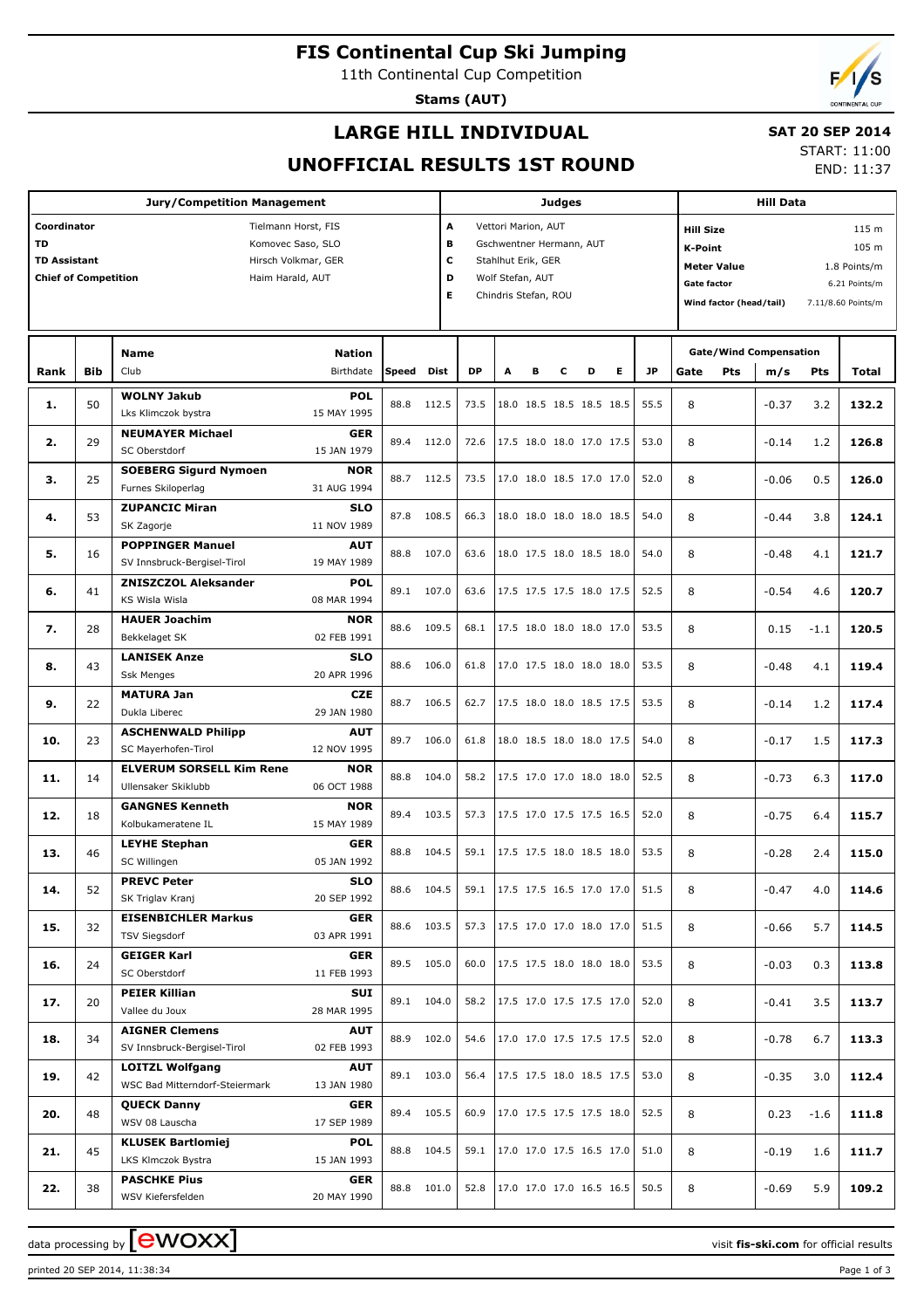# FIS Continental Cup Ski Jumping

11th Continental Cup Competition

**Stams (AUT)**

## LARGE HILL INDIVIDUAL

## UNOFFICIAL RESULTS 1ST ROUND

**SAT 20 SEP 2014**

START: 11:00

END: 11:37

| Jury/Competition Management | | Judges | | Hill Data | |
|---|---|---|---|---|---|
| Coordinator | Tielmann Horst, FIS | A | Vettori Marion, AUT | Hill Size | 115 m |
| TD | Komovec Saso, SLO | B | Gschwentner Hermann, AUT | K-Point | 105 m |
| TD Assistant | Hirsch Volkmar, GER | C | Stahlhut Erik, GER | Meter Value | 1.8 Points/m |
| Chief of Competition | Haim Harald, AUT | D | Wolf Stefan, AUT | Gate factor | 6.21 Points/m |
| | | E | Chindris Stefan, ROU | Wind factor (head/tail) | 7.11/8.60 Points/m |

| Rank | Bib | Name / Club | Nation / Birthdate | Speed | Dist | DP | A | B | C | D | E | JP | Gate | Pts | m/s | Pts | Total |
|---|---|---|---|---|---|---|---|---|---|---|---|---|---|---|---|---|---|
| 1. | 50 | WOLNY Jakub<br>Lks Klimczok bystra | POL<br>15 MAY 1995 | 88.8 | 112.5 | 73.5 | 18.0 | 18.5 | 18.5 | 18.5 | 18.5 | 55.5 | 8 | | -0.37 | 3.2 | 132.2 |
| 2. | 29 | NEUMAYER Michael<br>SC Oberstdorf | GER<br>15 JAN 1979 | 89.4 | 112.0 | 72.6 | 17.5 | 18.0 | 18.0 | 17.0 | 17.5 | 53.0 | 8 | | -0.14 | 1.2 | 126.8 |
| 3. | 25 | SOEBERG Sigurd Nymoen<br>Furnes Skiloperlag | NOR<br>31 AUG 1994 | 88.7 | 112.5 | 73.5 | 17.0 | 18.0 | 18.5 | 17.0 | 17.0 | 52.0 | 8 | | -0.06 | 0.5 | 126.0 |
| 4. | 53 | ZUPANCIC Miran<br>SK Zagorje | SLO<br>11 NOV 1989 | 87.8 | 108.5 | 66.3 | 18.0 | 18.0 | 18.0 | 18.0 | 18.5 | 54.0 | 8 | | -0.44 | 3.8 | 124.1 |
| 5. | 16 | POPPINGER Manuel<br>SV Innsbruck-Bergisel-Tirol | AUT<br>19 MAY 1989 | 88.8 | 107.0 | 63.6 | 18.0 | 17.5 | 18.0 | 18.5 | 18.0 | 54.0 | 8 | | -0.48 | 4.1 | 121.7 |
| 6. | 41 | ZNISZCZOL Aleksander<br>KS Wisla Wisla | POL<br>08 MAR 1994 | 89.1 | 107.0 | 63.6 | 17.5 | 17.5 | 17.5 | 18.0 | 17.5 | 52.5 | 8 | | -0.54 | 4.6 | 120.7 |
| 7. | 28 | HAUER Joachim<br>Bekkelaget SK | NOR<br>02 FEB 1991 | 88.6 | 109.5 | 68.1 | 17.5 | 18.0 | 18.0 | 18.0 | 17.0 | 53.5 | 8 | | 0.15 | -1.1 | 120.5 |
| 8. | 43 | LANISEK Anze<br>Ssk Menges | SLO<br>20 APR 1996 | 88.6 | 106.0 | 61.8 | 17.0 | 17.5 | 18.0 | 18.0 | 18.0 | 53.5 | 8 | | -0.48 | 4.1 | 119.4 |
| 9. | 22 | MATURA Jan<br>Dukla Liberec | CZE<br>29 JAN 1980 | 88.7 | 106.5 | 62.7 | 17.5 | 18.0 | 18.0 | 18.5 | 17.5 | 53.5 | 8 | | -0.14 | 1.2 | 117.4 |
| 10. | 23 | ASCHENWALD Philipp<br>SC Mayerhofen-Tirol | AUT<br>12 NOV 1995 | 89.7 | 106.0 | 61.8 | 18.0 | 18.5 | 18.0 | 18.0 | 17.5 | 54.0 | 8 | | -0.17 | 1.5 | 117.3 |
| 11. | 14 | ELVERUM SORSELL Kim Rene<br>Ullensaker Skiklubb | NOR<br>06 OCT 1988 | 88.8 | 104.0 | 58.2 | 17.5 | 17.0 | 17.0 | 18.0 | 18.0 | 52.5 | 8 | | -0.73 | 6.3 | 117.0 |
| 12. | 18 | GANGNES Kenneth<br>Kolbukameratene IL | NOR<br>15 MAY 1989 | 89.4 | 103.5 | 57.3 | 17.5 | 17.0 | 17.5 | 17.5 | 16.5 | 52.0 | 8 | | -0.75 | 6.4 | 115.7 |
| 13. | 46 | LEYHE Stephan<br>SC Willingen | GER<br>05 JAN 1992 | 88.8 | 104.5 | 59.1 | 17.5 | 17.5 | 18.0 | 18.5 | 18.0 | 53.5 | 8 | | -0.28 | 2.4 | 115.0 |
| 14. | 52 | PREVC Peter<br>SK Triglav Kranj | SLO<br>20 SEP 1992 | 88.6 | 104.5 | 59.1 | 17.5 | 17.5 | 16.5 | 17.0 | 17.0 | 51.5 | 8 | | -0.47 | 4.0 | 114.6 |
| 15. | 32 | EISENBICHLER Markus<br>TSV Siegsdorf | GER<br>03 APR 1991 | 88.6 | 103.5 | 57.3 | 17.5 | 17.0 | 17.0 | 18.0 | 17.0 | 51.5 | 8 | | -0.66 | 5.7 | 114.5 |
| 16. | 24 | GEIGER Karl<br>SC Oberstdorf | GER<br>11 FEB 1993 | 89.5 | 105.0 | 60.0 | 17.5 | 17.5 | 18.0 | 18.0 | 18.0 | 53.5 | 8 | | -0.03 | 0.3 | 113.8 |
| 17. | 20 | PEIER Killian<br>Vallee du Joux | SUI<br>28 MAR 1995 | 89.1 | 104.0 | 58.2 | 17.5 | 17.0 | 17.5 | 17.5 | 17.0 | 52.0 | 8 | | -0.41 | 3.5 | 113.7 |
| 18. | 34 | AIGNER Clemens<br>SV Innsbruck-Bergisel-Tirol | AUT<br>02 FEB 1993 | 88.9 | 102.0 | 54.6 | 17.0 | 17.0 | 17.5 | 17.5 | 17.5 | 52.0 | 8 | | -0.78 | 6.7 | 113.3 |
| 19. | 42 | LOITZL Wolfgang<br>WSC Bad Mitterndorf-Steiermark | AUT<br>13 JAN 1980 | 89.1 | 103.0 | 56.4 | 17.5 | 17.5 | 18.0 | 18.5 | 17.5 | 53.0 | 8 | | -0.35 | 3.0 | 112.4 |
| 20. | 48 | QUECK Danny<br>WSV 08 Lauscha | GER<br>17 SEP 1989 | 89.4 | 105.5 | 60.9 | 17.0 | 17.5 | 17.5 | 17.5 | 18.0 | 52.5 | 8 | | 0.23 | -1.6 | 111.8 |
| 21. | 45 | KLUSEK Bartlomiej<br>LKS Klmczok Bystra | POL<br>15 JAN 1993 | 88.8 | 104.5 | 59.1 | 17.0 | 17.0 | 17.5 | 16.5 | 17.0 | 51.0 | 8 | | -0.19 | 1.6 | 111.7 |
| 22. | 38 | PASCHKE Pius<br>WSV Kiefersfelden | GER<br>20 MAY 1990 | 88.8 | 101.0 | 52.8 | 17.0 | 17.0 | 17.0 | 16.5 | 16.5 | 50.5 | 8 | | -0.69 | 5.9 | 109.2 |

data processing by [ewoxx] visit fis-ski.com for official results

printed 20 SEP 2014, 11:38:34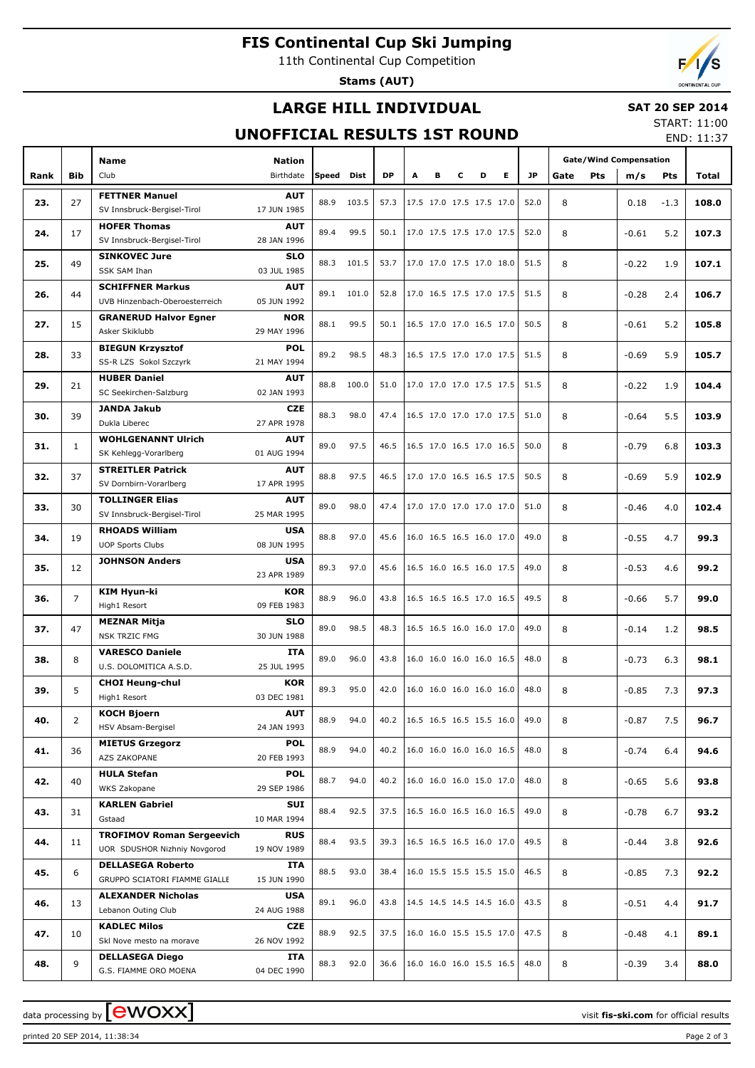# FIS Continental Cup Ski Jumping

11th Continental Cup Competition

**Stams (AUT)**

## LARGE HILL INDIVIDUAL

**SAT 20 SEP 2014**

START: 11:00

END: 11:37

## UNOFFICIAL RESULTS 1ST ROUND

| Rank | Bib | Name / Club | Nation / Birthdate | Speed | Dist | DP | A | B | C | D | E | JP | Gate | Pts | m/s | Pts | Total |
|---|---|---|---|---|---|---|---|---|---|---|---|---|---|---|---|---|---|
| 23. | 27 | FETTNER Manuel / SV Innsbruck-Bergisel-Tirol | AUT / 17 JUN 1985 | 88.9 | 103.5 | 57.3 | 17.5 | 17.0 | 17.5 | 17.5 | 17.0 | 52.0 | 8 | | 0.18 | -1.3 | 108.0 |
| 24. | 17 | HOFER Thomas / SV Innsbruck-Bergisel-Tirol | AUT / 28 JAN 1996 | 89.4 | 99.5 | 50.1 | 17.0 | 17.5 | 17.5 | 17.0 | 17.5 | 52.0 | 8 | | -0.61 | 5.2 | 107.3 |
| 25. | 49 | SINKOVEC Jure / SSK SAM Ihan | SLO / 03 JUL 1985 | 88.3 | 101.5 | 53.7 | 17.0 | 17.0 | 17.5 | 17.0 | 18.0 | 51.5 | 8 | | -0.22 | 1.9 | 107.1 |
| 26. | 44 | SCHIFFNER Markus / UVB Hinzenbach-Oberoesterreich | AUT / 05 JUN 1992 | 89.1 | 101.0 | 52.8 | 17.0 | 16.5 | 17.5 | 17.0 | 17.5 | 51.5 | 8 | | -0.28 | 2.4 | 106.7 |
| 27. | 15 | GRANERUD Halvor Egner / Asker Skiklubb | NOR / 29 MAY 1996 | 88.1 | 99.5 | 50.1 | 16.5 | 17.0 | 17.0 | 16.5 | 17.0 | 50.5 | 8 | | -0.61 | 5.2 | 105.8 |
| 28. | 33 | BIEGUN Krzysztof / SS-R LZS Sokol Szczyrk | POL / 21 MAY 1994 | 89.2 | 98.5 | 48.3 | 16.5 | 17.5 | 17.0 | 17.0 | 17.5 | 51.5 | 8 | | -0.69 | 5.9 | 105.7 |
| 29. | 21 | HUBER Daniel / SC Seekirchen-Salzburg | AUT / 02 JAN 1993 | 88.8 | 100.0 | 51.0 | 17.0 | 17.0 | 17.0 | 17.5 | 17.5 | 51.5 | 8 | | -0.22 | 1.9 | 104.4 |
| 30. | 39 | JANDA Jakub / Dukla Liberec | CZE / 27 APR 1978 | 88.3 | 98.0 | 47.4 | 16.5 | 17.0 | 17.0 | 17.0 | 17.5 | 51.0 | 8 | | -0.64 | 5.5 | 103.9 |
| 31. | 1 | WOHLGENANNT Ulrich / SK Kehlegg-Vorarlberg | AUT / 01 AUG 1994 | 89.0 | 97.5 | 46.5 | 16.5 | 17.0 | 16.5 | 17.0 | 16.5 | 50.0 | 8 | | -0.79 | 6.8 | 103.3 |
| 32. | 37 | STREITLER Patrick / SV Dornbirn-Vorarlberg | AUT / 17 APR 1995 | 88.8 | 97.5 | 46.5 | 17.0 | 17.0 | 16.5 | 16.5 | 17.5 | 50.5 | 8 | | -0.69 | 5.9 | 102.9 |
| 33. | 30 | TOLLINGER Elias / SV Innsbruck-Bergisel-Tirol | AUT / 25 MAR 1995 | 89.0 | 98.0 | 47.4 | 17.0 | 17.0 | 17.0 | 17.0 | 17.0 | 51.0 | 8 | | -0.46 | 4.0 | 102.4 |
| 34. | 19 | RHOADS William / UOP Sports Clubs | USA / 08 JUN 1995 | 88.8 | 97.0 | 45.6 | 16.0 | 16.5 | 16.5 | 16.0 | 17.0 | 49.0 | 8 | | -0.55 | 4.7 | 99.3 |
| 35. | 12 | JOHNSON Anders | USA / 23 APR 1989 | 89.3 | 97.0 | 45.6 | 16.5 | 16.0 | 16.5 | 16.0 | 17.5 | 49.0 | 8 | | -0.53 | 4.6 | 99.2 |
| 36. | 7 | KIM Hyun-ki / High1 Resort | KOR / 09 FEB 1983 | 88.9 | 96.0 | 43.8 | 16.5 | 16.5 | 16.5 | 17.0 | 16.5 | 49.5 | 8 | | -0.66 | 5.7 | 99.0 |
| 37. | 47 | MEZNAR Mitja / NSK TRZIC FMG | SLO / 30 JUN 1988 | 89.0 | 98.5 | 48.3 | 16.5 | 16.5 | 16.0 | 16.0 | 17.0 | 49.0 | 8 | | -0.14 | 1.2 | 98.5 |
| 38. | 8 | VARESCO Daniele / U.S. DOLOMITICA A.S.D. | ITA / 25 JUL 1995 | 89.0 | 96.0 | 43.8 | 16.0 | 16.0 | 16.0 | 16.0 | 16.5 | 48.0 | 8 | | -0.73 | 6.3 | 98.1 |
| 39. | 5 | CHOI Heung-chul / High1 Resort | KOR / 03 DEC 1981 | 89.3 | 95.0 | 42.0 | 16.0 | 16.0 | 16.0 | 16.0 | 16.0 | 48.0 | 8 | | -0.85 | 7.3 | 97.3 |
| 40. | 2 | KOCH Bjoern / HSV Absam-Bergisel | AUT / 24 JAN 1993 | 88.9 | 94.0 | 40.2 | 16.5 | 16.5 | 16.5 | 15.5 | 16.0 | 49.0 | 8 | | -0.87 | 7.5 | 96.7 |
| 41. | 36 | MIETUS Grzegorz / AZS ZAKOPANE | POL / 20 FEB 1993 | 88.9 | 94.0 | 40.2 | 16.0 | 16.0 | 16.0 | 16.0 | 16.5 | 48.0 | 8 | | -0.74 | 6.4 | 94.6 |
| 42. | 40 | HULA Stefan / WKS Zakopane | POL / 29 SEP 1986 | 88.7 | 94.0 | 40.2 | 16.0 | 16.0 | 16.0 | 15.0 | 17.0 | 48.0 | 8 | | -0.65 | 5.6 | 93.8 |
| 43. | 31 | KARLEN Gabriel / Gstaad | SUI / 10 MAR 1994 | 88.4 | 92.5 | 37.5 | 16.5 | 16.0 | 16.5 | 16.0 | 16.5 | 49.0 | 8 | | -0.78 | 6.7 | 93.2 |
| 44. | 11 | TROFIMOV Roman Sergeevich / UOR SDUSHOR Nizhniy Novgorod | RUS / 19 NOV 1989 | 88.4 | 93.5 | 39.3 | 16.5 | 16.5 | 16.5 | 16.0 | 17.0 | 49.5 | 8 | | -0.44 | 3.8 | 92.6 |
| 45. | 6 | DELLASEGA Roberto / GRUPPO SCIATORI FIAMME GIALLE | ITA / 15 JUN 1990 | 88.5 | 93.0 | 38.4 | 16.0 | 15.5 | 15.5 | 15.5 | 15.0 | 46.5 | 8 | | -0.85 | 7.3 | 92.2 |
| 46. | 13 | ALEXANDER Nicholas / Lebanon Outing Club | USA / 24 AUG 1988 | 89.1 | 96.0 | 43.8 | 14.5 | 14.5 | 14.5 | 14.5 | 16.0 | 43.5 | 8 | | -0.51 | 4.4 | 91.7 |
| 47. | 10 | KADLEC Milos / Skl Nove mesto na morave | CZE / 26 NOV 1992 | 88.9 | 92.5 | 37.5 | 16.0 | 16.0 | 15.5 | 15.5 | 17.0 | 47.5 | 8 | | -0.48 | 4.1 | 89.1 |
| 48. | 9 | DELLASEGA Diego / G.S. FIAMME ORO MOENA | ITA / 04 DEC 1990 | 88.3 | 92.0 | 36.6 | 16.0 | 16.0 | 16.0 | 15.5 | 16.5 | 48.0 | 8 | | -0.39 | 3.4 | 88.0 |

data processing by EWOXX — visit fis-ski.com for official results

printed 20 SEP 2014, 11:38:34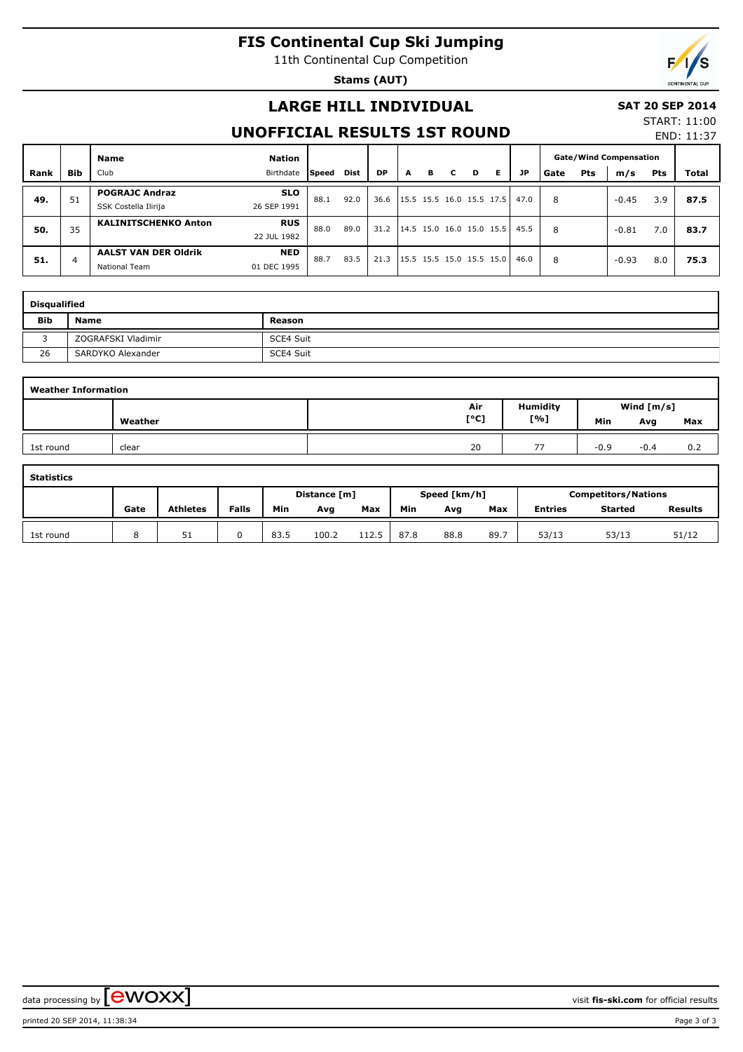# FIS Continental Cup Ski Jumping

11th Continental Cup Competition

**Stams (AUT)**

## LARGE HILL INDIVIDUAL

**SAT 20 SEP 2014**

START: 11:00

END: 11:37

## UNOFFICIAL RESULTS 1ST ROUND

| Rank | Bib | Name / Club | Nation / Birthdate | Speed | Dist | DP | A | B | C | D | E | JP | Gate | Gate Pts | Wind m/s | Wind Pts | Total |
|---|---|---|---|---|---|---|---|---|---|---|---|---|---|---|---|---|---|
| 49. | 51 | **POGRAJC Andraz** SSK Costella Ilirija | **SLO** 26 SEP 1991 | 88.1 | 92.0 | 36.6 | 15.5 | 15.5 | 16.0 | 15.5 | 17.5 | 47.0 | 8 | | -0.45 | 3.9 | **87.5** |
| 50. | 35 | **KALINITSCHENKO Anton** | **RUS** 22 JUL 1982 | 88.0 | 89.0 | 31.2 | 14.5 | 15.0 | 16.0 | 15.0 | 15.5 | 45.5 | 8 | | -0.81 | 7.0 | **83.7** |
| 51. | 4 | **AALST VAN DER Oldrik** National Team | **NED** 01 DEC 1995 | 88.7 | 83.5 | 21.3 | 15.5 | 15.5 | 15.0 | 15.5 | 15.0 | 46.0 | 8 | | -0.93 | 8.0 | **75.3** |

### Disqualified

| Bib | Name | Reason |
|---|---|---|
| 3 | ZOGRAFSKI Vladimir | SCE4 Suit |
| 26 | SARDYKO Alexander | SCE4 Suit |

### Weather Information

| | Weather | Air [°C] | Humidity [%] | Wind [m/s] Min | Avg | Max |
|---|---|---|---|---|---|---|
| 1st round | clear | 20 | 77 | -0.9 | -0.4 | 0.2 |

### Statistics

| | Gate | Athletes | Falls | Distance [m] Min | Avg | Max | Speed [km/h] Min | Avg | Max | Competitors/Nations Entries | Started | Results |
|---|---|---|---|---|---|---|---|---|---|---|---|---|
| 1st round | 8 | 51 | 0 | 83.5 | 100.2 | 112.5 | 87.8 | 88.8 | 89.7 | 53/13 | 53/13 | 51/12 |

data processing by ewoxx — visit **fis-ski.com** for official results

printed 20 SEP 2014, 11:38:34